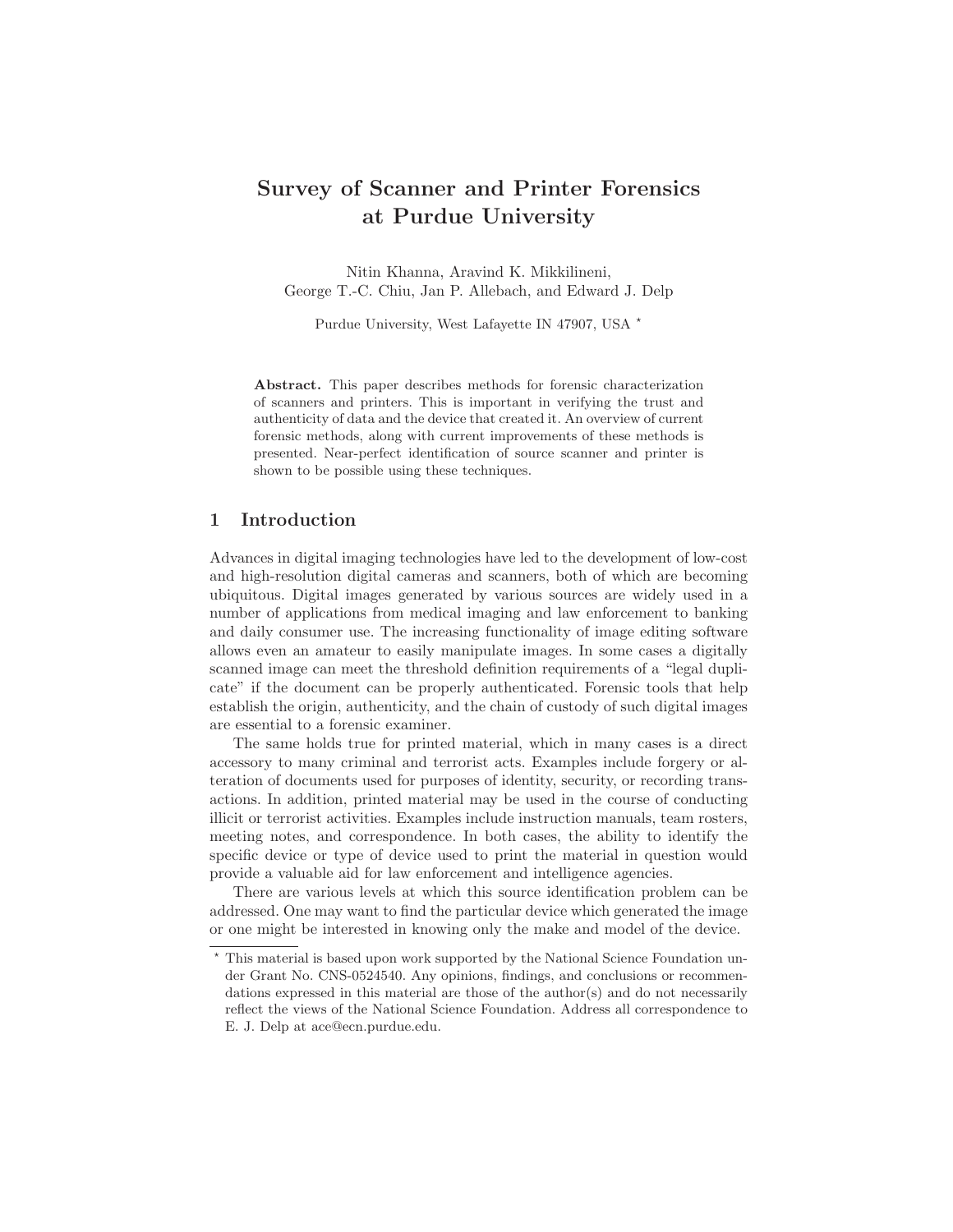# Survey of Scanner and Printer Forensics at Purdue University

Nitin Khanna, Aravind K. Mikkilineni,
George T.-C. Chiu, Jan P. Allebach, and Edward J. Delp

Purdue University, West Lafayette IN 47907, USA *

**Abstract.** This paper describes methods for forensic characterization of scanners and printers. This is important in verifying the trust and authenticity of data and the device that created it. An overview of current forensic methods, along with current improvements of these methods is presented. Near-perfect identification of source scanner and printer is shown to be possible using these techniques.

## 1 Introduction

Advances in digital imaging technologies have led to the development of low-cost and high-resolution digital cameras and scanners, both of which are becoming ubiquitous. Digital images generated by various sources are widely used in a number of applications from medical imaging and law enforcement to banking and daily consumer use. The increasing functionality of image editing software allows even an amateur to easily manipulate images. In some cases a digitally scanned image can meet the threshold definition requirements of a "legal duplicate" if the document can be properly authenticated. Forensic tools that help establish the origin, authenticity, and the chain of custody of such digital images are essential to a forensic examiner.

The same holds true for printed material, which in many cases is a direct accessory to many criminal and terrorist acts. Examples include forgery or alteration of documents used for purposes of identity, security, or recording transactions. In addition, printed material may be used in the course of conducting illicit or terrorist activities. Examples include instruction manuals, team rosters, meeting notes, and correspondence. In both cases, the ability to identify the specific device or type of device used to print the material in question would provide a valuable aid for law enforcement and intelligence agencies.

There are various levels at which this source identification problem can be addressed. One may want to find the particular device which generated the image or one might be interested in knowing only the make and model of the device.

* This material is based upon work supported by the National Science Foundation under Grant No. CNS-0524540. Any opinions, findings, and conclusions or recommendations expressed in this material are those of the author(s) and do not necessarily reflect the views of the National Science Foundation. Address all correspondence to E. J. Delp at ace@ecn.purdue.edu.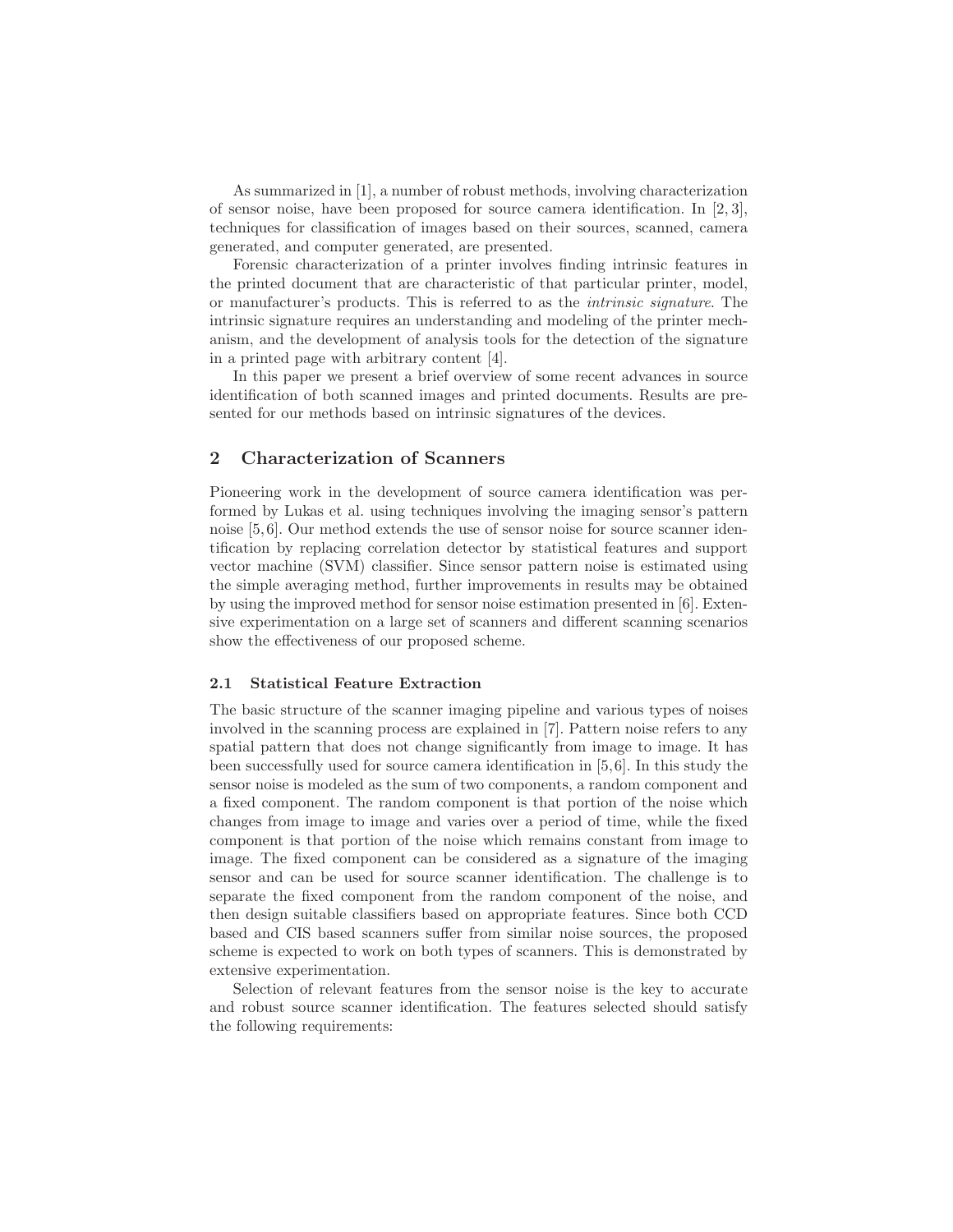As summarized in [1], a number of robust methods, involving characterization of sensor noise, have been proposed for source camera identification. In [2, 3], techniques for classification of images based on their sources, scanned, camera generated, and computer generated, are presented.

Forensic characterization of a printer involves finding intrinsic features in the printed document that are characteristic of that particular printer, model, or manufacturer's products. This is referred to as the *intrinsic signature*. The intrinsic signature requires an understanding and modeling of the printer mechanism, and the development of analysis tools for the detection of the signature in a printed page with arbitrary content [4].

In this paper we present a brief overview of some recent advances in source identification of both scanned images and printed documents. Results are presented for our methods based on intrinsic signatures of the devices.

## 2 Characterization of Scanners

Pioneering work in the development of source camera identification was performed by Lukas et al. using techniques involving the imaging sensor's pattern noise [5, 6]. Our method extends the use of sensor noise for source scanner identification by replacing correlation detector by statistical features and support vector machine (SVM) classifier. Since sensor pattern noise is estimated using the simple averaging method, further improvements in results may be obtained by using the improved method for sensor noise estimation presented in [6]. Extensive experimentation on a large set of scanners and different scanning scenarios show the effectiveness of our proposed scheme.

### 2.1 Statistical Feature Extraction

The basic structure of the scanner imaging pipeline and various types of noises involved in the scanning process are explained in [7]. Pattern noise refers to any spatial pattern that does not change significantly from image to image. It has been successfully used for source camera identification in [5, 6]. In this study the sensor noise is modeled as the sum of two components, a random component and a fixed component. The random component is that portion of the noise which changes from image to image and varies over a period of time, while the fixed component is that portion of the noise which remains constant from image to image. The fixed component can be considered as a signature of the imaging sensor and can be used for source scanner identification. The challenge is to separate the fixed component from the random component of the noise, and then design suitable classifiers based on appropriate features. Since both CCD based and CIS based scanners suffer from similar noise sources, the proposed scheme is expected to work on both types of scanners. This is demonstrated by extensive experimentation.

Selection of relevant features from the sensor noise is the key to accurate and robust source scanner identification. The features selected should satisfy the following requirements: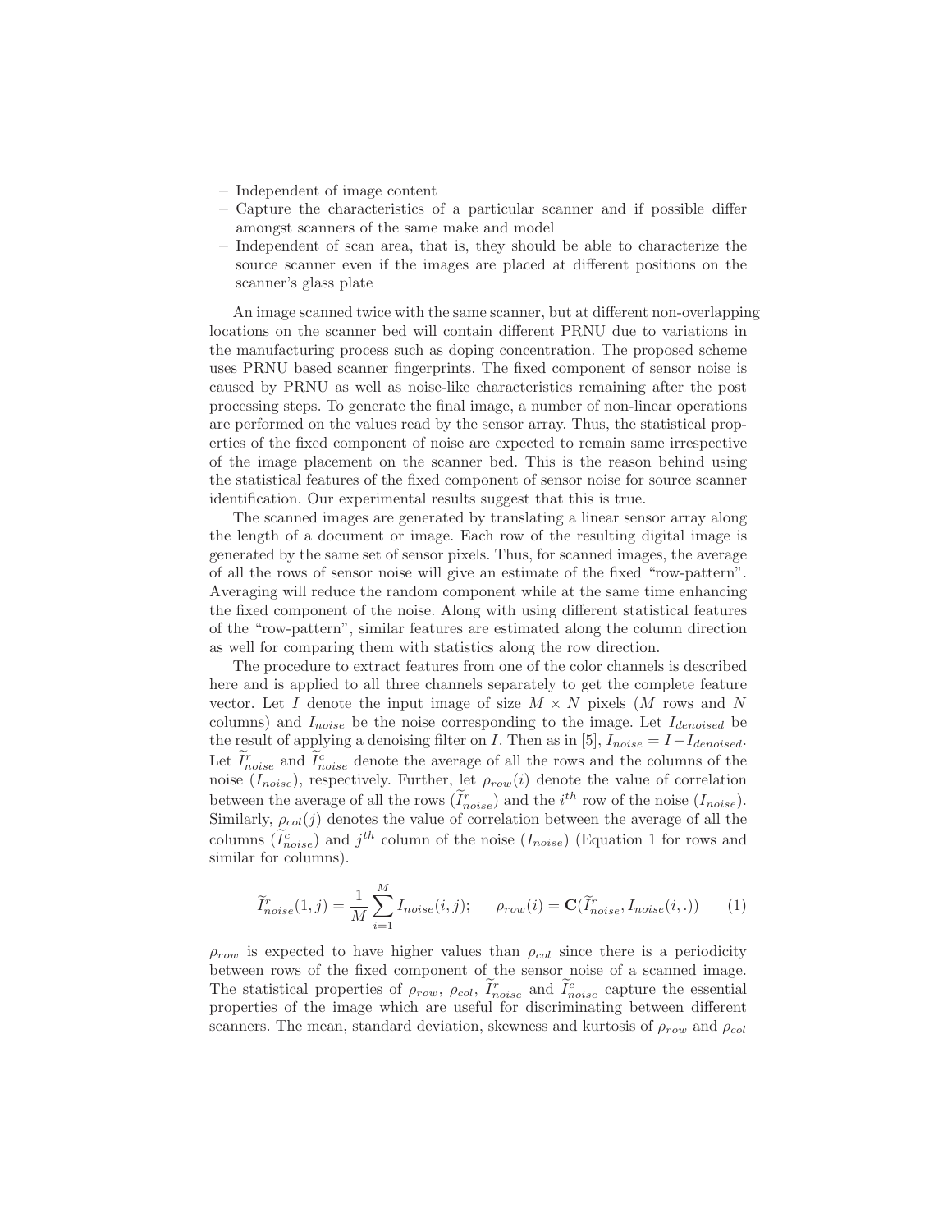- Independent of image content
- Capture the characteristics of a particular scanner and if possible differ amongst scanners of the same make and model
- Independent of scan area, that is, they should be able to characterize the source scanner even if the images are placed at different positions on the scanner's glass plate

An image scanned twice with the same scanner, but at different non-overlapping locations on the scanner bed will contain different PRNU due to variations in the manufacturing process such as doping concentration. The proposed scheme uses PRNU based scanner fingerprints. The fixed component of sensor noise is caused by PRNU as well as noise-like characteristics remaining after the post processing steps. To generate the final image, a number of non-linear operations are performed on the values read by the sensor array. Thus, the statistical properties of the fixed component of noise are expected to remain same irrespective of the image placement on the scanner bed. This is the reason behind using the statistical features of the fixed component of sensor noise for source scanner identification. Our experimental results suggest that this is true.

The scanned images are generated by translating a linear sensor array along the length of a document or image. Each row of the resulting digital image is generated by the same set of sensor pixels. Thus, for scanned images, the average of all the rows of sensor noise will give an estimate of the fixed "row-pattern". Averaging will reduce the random component while at the same time enhancing the fixed component of the noise. Along with using different statistical features of the "row-pattern", similar features are estimated along the column direction as well for comparing them with statistics along the row direction.

The procedure to extract features from one of the color channels is described here and is applied to all three channels separately to get the complete feature vector. Let $I$ denote the input image of size $M \times N$ pixels ($M$ rows and $N$ columns) and $I_{noise}$ be the noise corresponding to the image. Let $I_{denoised}$ be the result of applying a denoising filter on $I$. Then as in [5], $I_{noise} = I - I_{denoised}$. Let $\widetilde{I}^{r}_{noise}$ and $\widetilde{I}^{c}_{noise}$ denote the average of all the rows and the columns of the noise ($I_{noise}$), respectively. Further, let $\rho_{row}(i)$ denote the value of correlation between the average of all the rows ($\widetilde{I}^{r}_{noise}$) and the $i^{th}$ row of the noise ($I_{noise}$). Similarly, $\rho_{col}(j)$ denotes the value of correlation between the average of all the columns ($\widetilde{I}^{c}_{noise}$) and $j^{th}$ column of the noise ($I_{noise}$) (Equation 1 for rows and similar for columns).

$$\widetilde{I}^{r}_{noise}(1,j) = \frac{1}{M}\sum_{i=1}^{M} I_{noise}(i,j); \qquad \rho_{row}(i) = \mathbf{C}(\widetilde{I}^{r}_{noise}, I_{noise}(i,.)) \qquad (1)$$

$\rho_{row}$ is expected to have higher values than $\rho_{col}$ since there is a periodicity between rows of the fixed component of the sensor noise of a scanned image. The statistical properties of $\rho_{row}$, $\rho_{col}$, $\widetilde{I}^{r}_{noise}$ and $\widetilde{I}^{c}_{noise}$ capture the essential properties of the image which are useful for discriminating between different scanners. The mean, standard deviation, skewness and kurtosis of $\rho_{row}$ and $\rho_{col}$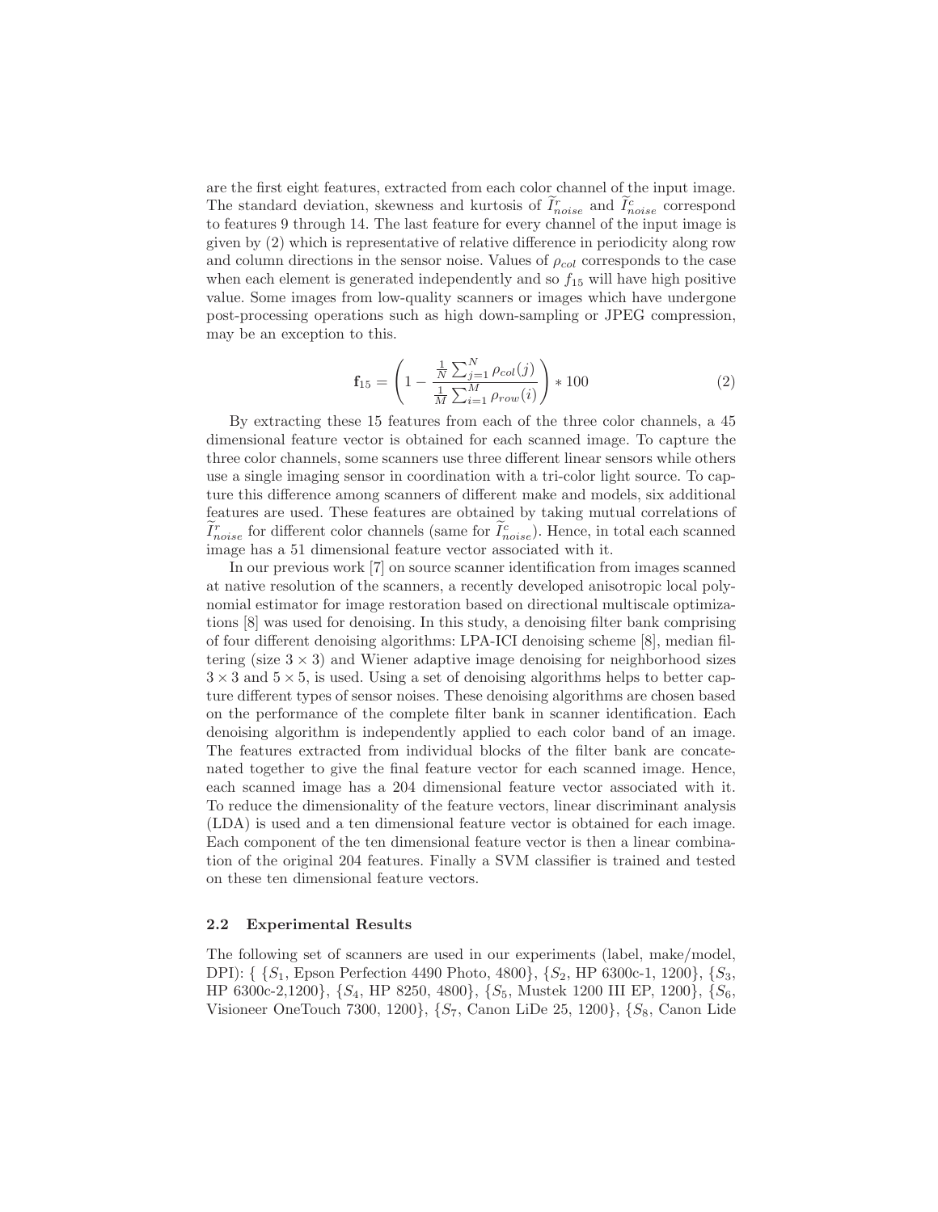are the first eight features, extracted from each color channel of the input image. The standard deviation, skewness and kurtosis of $\widetilde{I}^r_{noise}$ and $\widetilde{I}^c_{noise}$ correspond to features 9 through 14. The last feature for every channel of the input image is given by (2) which is representative of relative difference in periodicity along row and column directions in the sensor noise. Values of $\rho_{col}$ corresponds to the case when each element is generated independently and so $f_{15}$ will have high positive value. Some images from low-quality scanners or images which have undergone post-processing operations such as high down-sampling or JPEG compression, may be an exception to this.

$$\mathbf{f}_{15} = \left( 1 - \frac{\frac{1}{N}\sum_{j=1}^{N} \rho_{col}(j)}{\frac{1}{M}\sum_{i=1}^{M} \rho_{row}(i)} \right) * 100 \tag{2}$$

By extracting these 15 features from each of the three color channels, a 45 dimensional feature vector is obtained for each scanned image. To capture the three color channels, some scanners use three different linear sensors while others use a single imaging sensor in coordination with a tri-color light source. To capture this difference among scanners of different make and models, six additional features are used. These features are obtained by taking mutual correlations of $\widetilde{I}^r_{noise}$ for different color channels (same for $\widetilde{I}^c_{noise}$). Hence, in total each scanned image has a 51 dimensional feature vector associated with it.

In our previous work [7] on source scanner identification from images scanned at native resolution of the scanners, a recently developed anisotropic local polynomial estimator for image restoration based on directional multiscale optimizations [8] was used for denoising. In this study, a denoising filter bank comprising of four different denoising algorithms: LPA-ICI denoising scheme [8], median filtering (size $3 \times 3$) and Wiener adaptive image denoising for neighborhood sizes $3 \times 3$ and $5 \times 5$, is used. Using a set of denoising algorithms helps to better capture different types of sensor noises. These denoising algorithms are chosen based on the performance of the complete filter bank in scanner identification. Each denoising algorithm is independently applied to each color band of an image. The features extracted from individual blocks of the filter bank are concatenated together to give the final feature vector for each scanned image. Hence, each scanned image has a 204 dimensional feature vector associated with it. To reduce the dimensionality of the feature vectors, linear discriminant analysis (LDA) is used and a ten dimensional feature vector is obtained for each image. Each component of the ten dimensional feature vector is then a linear combination of the original 204 features. Finally a SVM classifier is trained and tested on these ten dimensional feature vectors.

### 2.2 Experimental Results

The following set of scanners are used in our experiments (label, make/model, DPI): { {$S_1$, Epson Perfection 4490 Photo, 4800}, {$S_2$, HP 6300c-1, 1200}, {$S_3$, HP 6300c-2,1200}, {$S_4$, HP 8250, 4800}, {$S_5$, Mustek 1200 III EP, 1200}, {$S_6$, Visioneer OneTouch 7300, 1200}, {$S_7$, Canon LiDe 25, 1200}, {$S_8$, Canon Lide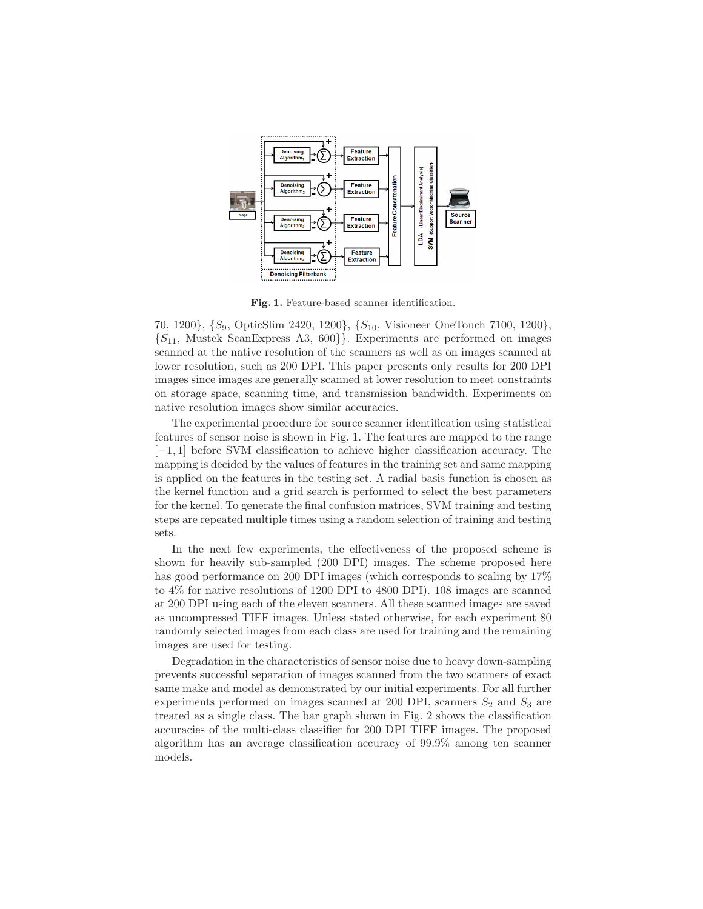**Fig. 1.** Feature-based scanner identification.

70, 1200}, {$S_9$, OpticSlim 2420, 1200}, {$S_{10}$, Visioneer OneTouch 7100, 1200}, {$S_{11}$, Mustek ScanExpress A3, 600}}. Experiments are performed on images scanned at the native resolution of the scanners as well as on images scanned at lower resolution, such as 200 DPI. This paper presents only results for 200 DPI images since images are generally scanned at lower resolution to meet constraints on storage space, scanning time, and transmission bandwidth. Experiments on native resolution images show similar accuracies.

The experimental procedure for source scanner identification using statistical features of sensor noise is shown in Fig. 1. The features are mapped to the range $[-1, 1]$ before SVM classification to achieve higher classification accuracy. The mapping is decided by the values of features in the training set and same mapping is applied on the features in the testing set. A radial basis function is chosen as the kernel function and a grid search is performed to select the best parameters for the kernel. To generate the final confusion matrices, SVM training and testing steps are repeated multiple times using a random selection of training and testing sets.

In the next few experiments, the effectiveness of the proposed scheme is shown for heavily sub-sampled (200 DPI) images. The scheme proposed here has good performance on 200 DPI images (which corresponds to scaling by 17% to 4% for native resolutions of 1200 DPI to 4800 DPI). 108 images are scanned at 200 DPI using each of the eleven scanners. All these scanned images are saved as uncompressed TIFF images. Unless stated otherwise, for each experiment 80 randomly selected images from each class are used for training and the remaining images are used for testing.

Degradation in the characteristics of sensor noise due to heavy down-sampling prevents successful separation of images scanned from the two scanners of exact same make and model as demonstrated by our initial experiments. For all further experiments performed on images scanned at 200 DPI, scanners $S_2$ and $S_3$ are treated as a single class. The bar graph shown in Fig. 2 shows the classification accuracies of the multi-class classifier for 200 DPI TIFF images. The proposed algorithm has an average classification accuracy of 99.9% among ten scanner models.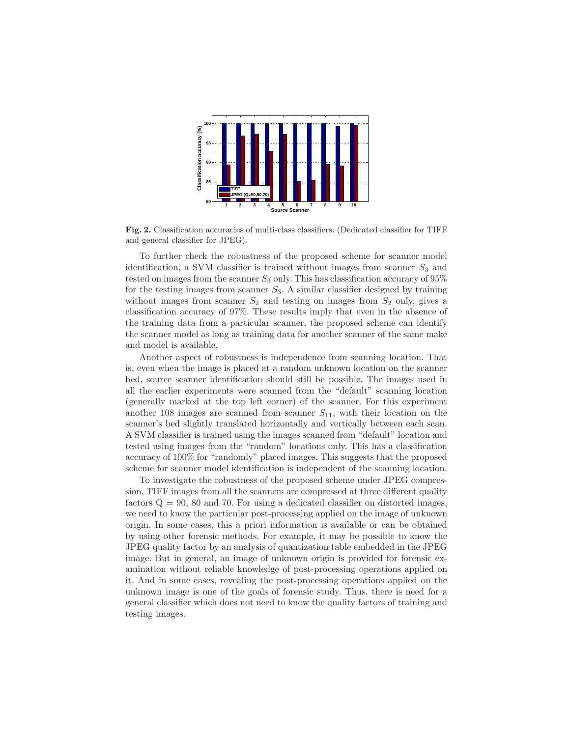**Fig. 2.** Classification accuracies of multi-class classifiers. (Dedicated classifier for TIFF and general classifier for JPEG).

To further check the robustness of the proposed scheme for scanner model identification, a SVM classifier is trained without images from scanner $S_3$ and tested on images from the scanner $S_3$ only. This has classification accuracy of 95% for the testing images from scanner $S_3$. A similar classifier designed by training without images from scanner $S_2$ and testing on images from $S_2$ only, gives a classification accuracy of 97%. These results imply that even in the absence of the training data from a particular scanner, the proposed scheme can identify the scanner model as long as training data for another scanner of the same make and model is available.

Another aspect of robustness is independence from scanning location. That is, even when the image is placed at a random unknown location on the scanner bed, source scanner identification should still be possible. The images used in all the earlier experiments were scanned from the "default" scanning location (generally marked at the top left corner) of the scanner. For this experiment another 108 images are scanned from scanner $S_{11}$, with their location on the scanner's bed slightly translated horizontally and vertically between each scan. A SVM classifier is trained using the images scanned from "default" location and tested using images from the "random" locations only. This has a classification accuracy of 100% for "randomly" placed images. This suggests that the proposed scheme for scanner model identification is independent of the scanning location.

To investigate the robustness of the proposed scheme under JPEG compression, TIFF images from all the scanners are compressed at three different quality factors Q = 90, 80 and 70. For using a dedicated classifier on distorted images, we need to know the particular post-processing applied on the image of unknown origin. In some cases, this a priori information is available or can be obtained by using other forensic methods. For example, it may be possible to know the JPEG quality factor by an analysis of quantization table embedded in the JPEG image. But in general, an image of unknown origin is provided for forensic examination without reliable knowledge of post-processing operations applied on it. And in some cases, revealing the post-processing operations applied on the unknown image is one of the goals of forensic study. Thus, there is need for a general classifier which does not need to know the quality factors of training and testing images.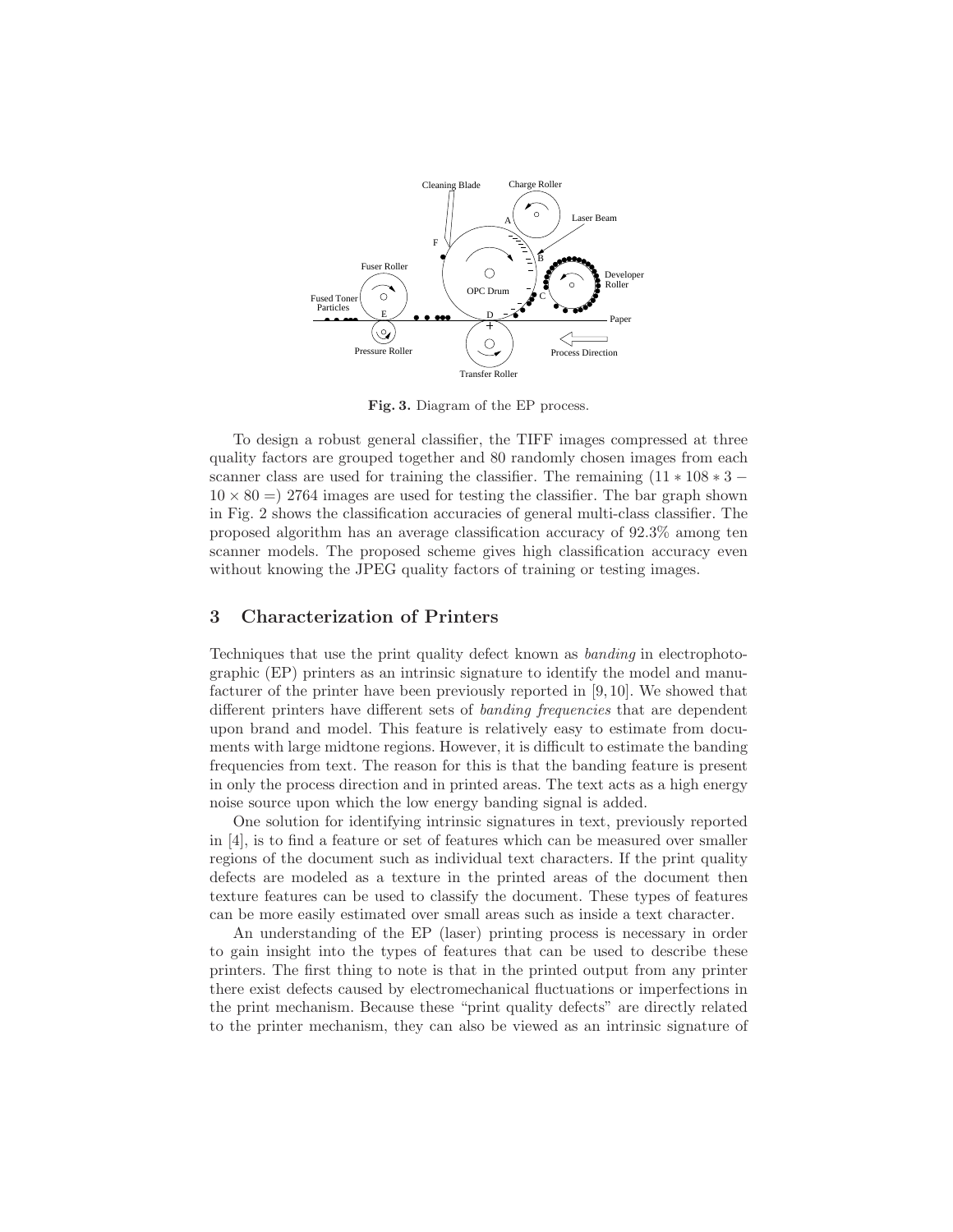Cleaning Blade

Charge Roller

Laser Beam

Developer Roller

Fuser Roller

OPC Drum

Fused Toner Particles

Paper

Pressure Roller

Transfer Roller

Process Direction

A

B

C

D

E

F

**Fig. 3.** Diagram of the EP process.

To design a robust general classifier, the TIFF images compressed at three quality factors are grouped together and 80 randomly chosen images from each scanner class are used for training the classifier. The remaining $(11 * 108 * 3 - 10 \times 80 =)$ 2764 images are used for testing the classifier. The bar graph shown in Fig. 2 shows the classification accuracies of general multi-class classifier. The proposed algorithm has an average classification accuracy of 92.3% among ten scanner models. The proposed scheme gives high classification accuracy even without knowing the JPEG quality factors of training or testing images.

## 3 Characterization of Printers

Techniques that use the print quality defect known as *banding* in electrophotographic (EP) printers as an intrinsic signature to identify the model and manufacturer of the printer have been previously reported in [9, 10]. We showed that different printers have different sets of *banding frequencies* that are dependent upon brand and model. This feature is relatively easy to estimate from documents with large midtone regions. However, it is difficult to estimate the banding frequencies from text. The reason for this is that the banding feature is present in only the process direction and in printed areas. The text acts as a high energy noise source upon which the low energy banding signal is added.

One solution for identifying intrinsic signatures in text, previously reported in [4], is to find a feature or set of features which can be measured over smaller regions of the document such as individual text characters. If the print quality defects are modeled as a texture in the printed areas of the document then texture features can be used to classify the document. These types of features can be more easily estimated over small areas such as inside a text character.

An understanding of the EP (laser) printing process is necessary in order to gain insight into the types of features that can be used to describe these printers. The first thing to note is that in the printed output from any printer there exist defects caused by electromechanical fluctuations or imperfections in the print mechanism. Because these "print quality defects" are directly related to the printer mechanism, they can also be viewed as an intrinsic signature of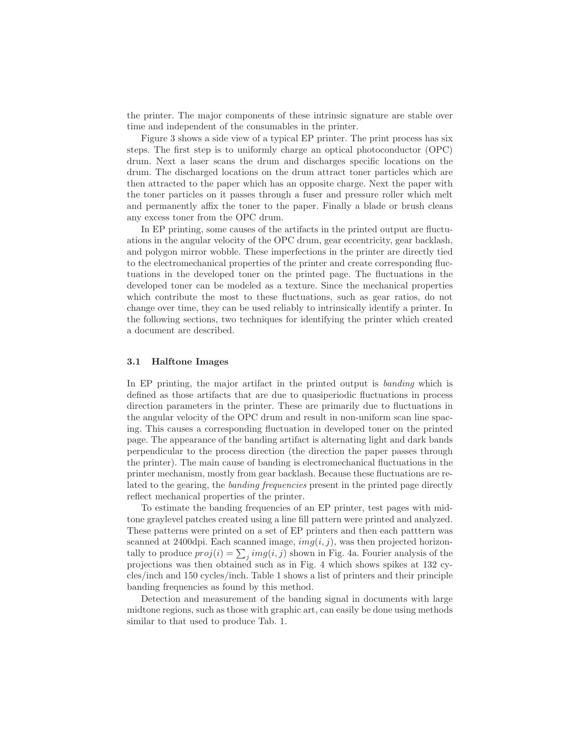the printer. The major components of these intrinsic signature are stable over time and independent of the consumables in the printer.

Figure 3 shows a side view of a typical EP printer. The print process has six steps. The first step is to uniformly charge an optical photoconductor (OPC) drum. Next a laser scans the drum and discharges specific locations on the drum. The discharged locations on the drum attract toner particles which are then attracted to the paper which has an opposite charge. Next the paper with the toner particles on it passes through a fuser and pressure roller which melt and permanently affix the toner to the paper. Finally a blade or brush cleans any excess toner from the OPC drum.

In EP printing, some causes of the artifacts in the printed output are fluctuations in the angular velocity of the OPC drum, gear eccentricity, gear backlash, and polygon mirror wobble. These imperfections in the printer are directly tied to the electromechanical properties of the printer and create corresponding fluctuations in the developed toner on the printed page. The fluctuations in the developed toner can be modeled as a texture. Since the mechanical properties which contribute the most to these fluctuations, such as gear ratios, do not change over time, they can be used reliably to intrinsically identify a printer. In the following sections, two techniques for identifying the printer which created a document are described.

### 3.1 Halftone Images

In EP printing, the major artifact in the printed output is *banding* which is defined as those artifacts that are due to quasiperiodic fluctuations in process direction parameters in the printer. These are primarily due to fluctuations in the angular velocity of the OPC drum and result in non-uniform scan line spacing. This causes a corresponding fluctuation in developed toner on the printed page. The appearance of the banding artifact is alternating light and dark bands perpendicular to the process direction (the direction the paper passes through the printer). The main cause of banding is electromechanical fluctuations in the printer mechanism, mostly from gear backlash. Because these fluctuations are related to the gearing, the *banding frequencies* present in the printed page directly reflect mechanical properties of the printer.

To estimate the banding frequencies of an EP printer, test pages with midtone graylevel patches created using a line fill pattern were printed and analyzed. These patterns were printed on a set of EP printers and then each patttern was scanned at 2400dpi. Each scanned image, $img(i,j)$, was then projected horizontally to produce $proj(i) = \sum_j img(i,j)$ shown in Fig. 4a. Fourier analysis of the projections was then obtained such as in Fig. 4 which shows spikes at 132 cycles/inch and 150 cycles/inch. Table 1 shows a list of printers and their principle banding frequencies as found by this method.

Detection and measurement of the banding signal in documents with large midtone regions, such as those with graphic art, can easily be done using methods similar to that used to produce Tab. 1.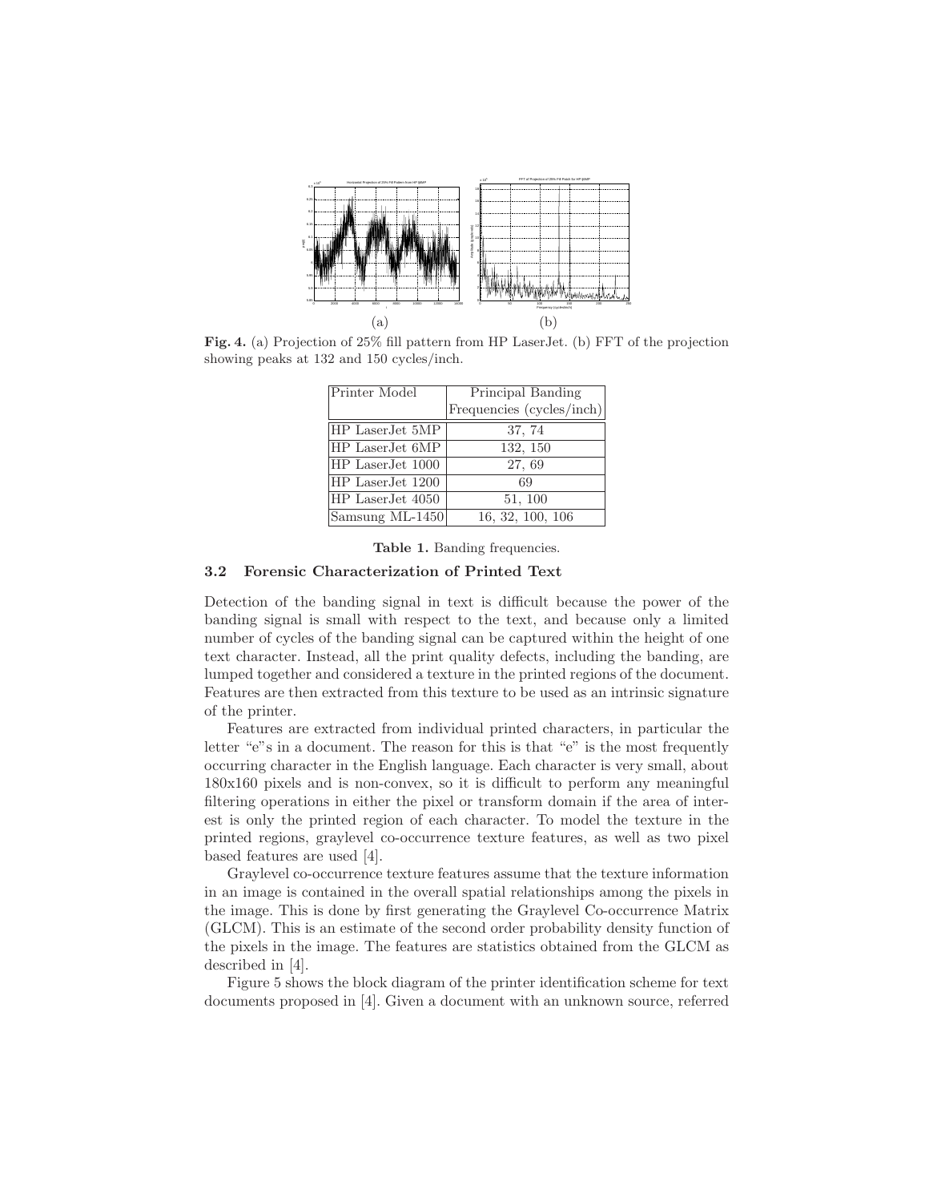(a) (b)

**Fig. 4.** (a) Projection of 25% fill pattern from HP LaserJet. (b) FFT of the projection showing peaks at 132 and 150 cycles/inch.

| Printer Model | Principal Banding Frequencies (cycles/inch) |
|---|---|
| HP LaserJet 5MP | 37, 74 |
| HP LaserJet 6MP | 132, 150 |
| HP LaserJet 1000 | 27, 69 |
| HP LaserJet 1200 | 69 |
| HP LaserJet 4050 | 51, 100 |
| Samsung ML-1450 | 16, 32, 100, 106 |

**Table 1.** Banding frequencies.

### 3.2 Forensic Characterization of Printed Text

Detection of the banding signal in text is difficult because the power of the banding signal is small with respect to the text, and because only a limited number of cycles of the banding signal can be captured within the height of one text character. Instead, all the print quality defects, including the banding, are lumped together and considered a texture in the printed regions of the document. Features are then extracted from this texture to be used as an intrinsic signature of the printer.

Features are extracted from individual printed characters, in particular the letter "e"s in a document. The reason for this is that "e" is the most frequently occurring character in the English language. Each character is very small, about 180x160 pixels and is non-convex, so it is difficult to perform any meaningful filtering operations in either the pixel or transform domain if the area of interest is only the printed region of each character. To model the texture in the printed regions, graylevel co-occurrence texture features, as well as two pixel based features are used [4].

Graylevel co-occurrence texture features assume that the texture information in an image is contained in the overall spatial relationships among the pixels in the image. This is done by first generating the Graylevel Co-occurrence Matrix (GLCM). This is an estimate of the second order probability density function of the pixels in the image. The features are statistics obtained from the GLCM as described in [4].

Figure 5 shows the block diagram of the printer identification scheme for text documents proposed in [4]. Given a document with an unknown source, referred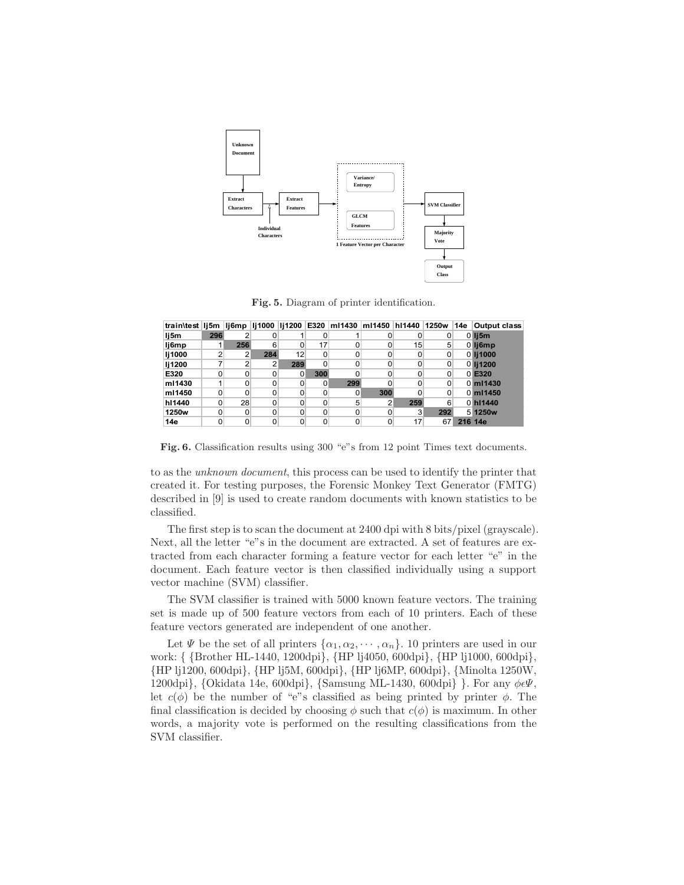Fig. 5. Diagram of printer identification.

| train\test | lj5m | lj6mp | lj1000 | lj1200 | E320 | ml1430 | ml1450 | hl1440 | 1250w | 14e | Output class |
|---|---|---|---|---|---|---|---|---|---|---|---|
| lj5m | 296 | 2 | 0 | 1 | 0 | 1 | 0 | 0 | 0 | 0 | lj5m |
| lj6mp | 1 | 256 | 6 | 0 | 17 | 0 | 0 | 15 | 5 | 0 | lj6mp |
| lj1000 | 2 | 2 | 284 | 12 | 0 | 0 | 0 | 0 | 0 | 0 | lj1000 |
| lj1200 | 7 | 2 | 2 | 289 | 0 | 0 | 0 | 0 | 0 | 0 | lj1200 |
| E320 | 0 | 0 | 0 | 0 | 300 | 0 | 0 | 0 | 0 | 0 | E320 |
| ml1430 | 1 | 0 | 0 | 0 | 0 | 299 | 0 | 0 | 0 | 0 | ml1430 |
| ml1450 | 0 | 0 | 0 | 0 | 0 | 0 | 300 | 0 | 0 | 0 | ml1450 |
| hl1440 | 0 | 28 | 0 | 0 | 0 | 5 | 2 | 259 | 6 | 0 | hl1440 |
| 1250w | 0 | 0 | 0 | 0 | 0 | 0 | 0 | 3 | 292 | 5 | 1250w |
| 14e | 0 | 0 | 0 | 0 | 0 | 0 | 0 | 17 | 67 | 216 | 14e |

**Fig. 6.** Classification results using 300 "e"s from 12 point Times text documents.

to as the *unknown document*, this process can be used to identify the printer that created it. For testing purposes, the Forensic Monkey Text Generator (FMTG) described in [9] is used to create random documents with known statistics to be classified.

The first step is to scan the document at 2400 dpi with 8 bits/pixel (grayscale). Next, all the letter "e"s in the document are extracted. A set of features are extracted from each character forming a feature vector for each letter "e" in the document. Each feature vector is then classified individually using a support vector machine (SVM) classifier.

The SVM classifier is trained with 5000 known feature vectors. The training set is made up of 500 feature vectors from each of 10 printers. Each of these feature vectors generated are independent of one another.

Let $\Psi$ be the set of all printers $\{\alpha_1, \alpha_2, \cdots, \alpha_n\}$. 10 printers are used in our work: { {Brother HL-1440, 1200dpi}, {HP lj4050, 600dpi}, {HP lj1000, 600dpi}, {HP lj1200, 600dpi}, {HP lj5M, 600dpi}, {HP lj6MP, 600dpi}, {Minolta 1250W, 1200dpi}, {Okidata 14e, 600dpi}, {Samsung ML-1430, 600dpi} }. For any $\phi \epsilon \Psi$, let $c(\phi)$ be the number of "e"s classified as being printed by printer $\phi$. The final classification is decided by choosing $\phi$ such that $c(\phi)$ is maximum. In other words, a majority vote is performed on the resulting classifications from the SVM classifier.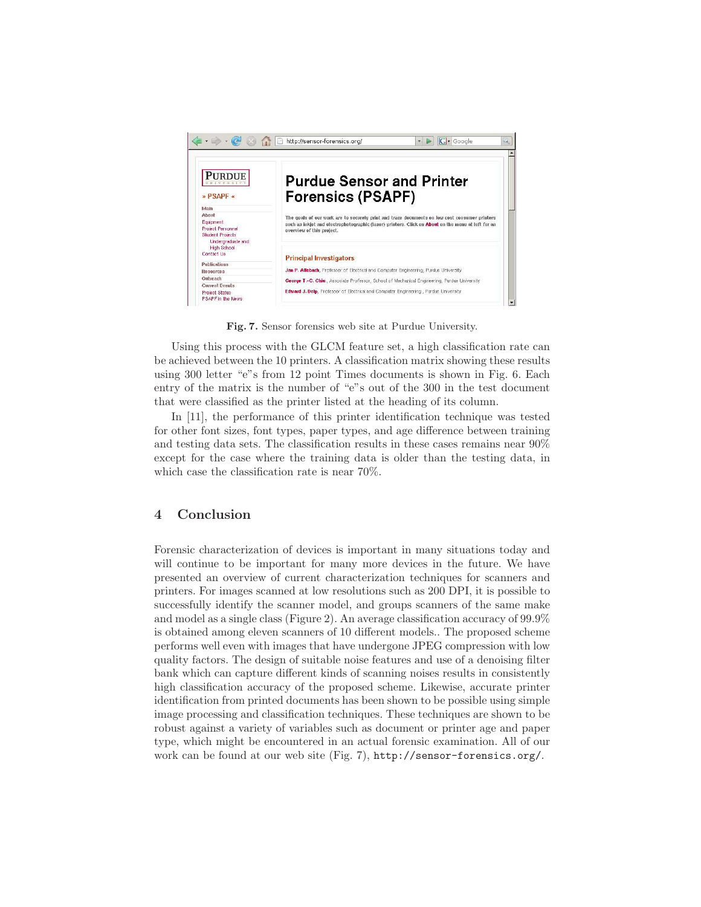**Fig. 7.** Sensor forensics web site at Purdue University.

Using this process with the GLCM feature set, a high classification rate can be achieved between the 10 printers. A classification matrix showing these results using 300 letter "e"s from 12 point Times documents is shown in Fig. 6. Each entry of the matrix is the number of "e"s out of the 300 in the test document that were classified as the printer listed at the heading of its column.

In [11], the performance of this printer identification technique was tested for other font sizes, font types, paper types, and age difference between training and testing data sets. The classification results in these cases remains near 90% except for the case where the training data is older than the testing data, in which case the classification rate is near 70%.

## 4 Conclusion

Forensic characterization of devices is important in many situations today and will continue to be important for many more devices in the future. We have presented an overview of current characterization techniques for scanners and printers. For images scanned at low resolutions such as 200 DPI, it is possible to successfully identify the scanner model, and groups scanners of the same make and model as a single class (Figure 2). An average classification accuracy of 99.9% is obtained among eleven scanners of 10 different models.. The proposed scheme performs well even with images that have undergone JPEG compression with low quality factors. The design of suitable noise features and use of a denoising filter bank which can capture different kinds of scanning noises results in consistently high classification accuracy of the proposed scheme. Likewise, accurate printer identification from printed documents has been shown to be possible using simple image processing and classification techniques. These techniques are shown to be robust against a variety of variables such as document or printer age and paper type, which might be encountered in an actual forensic examination. All of our work can be found at our web site (Fig. 7), `http://sensor-forensics.org/`.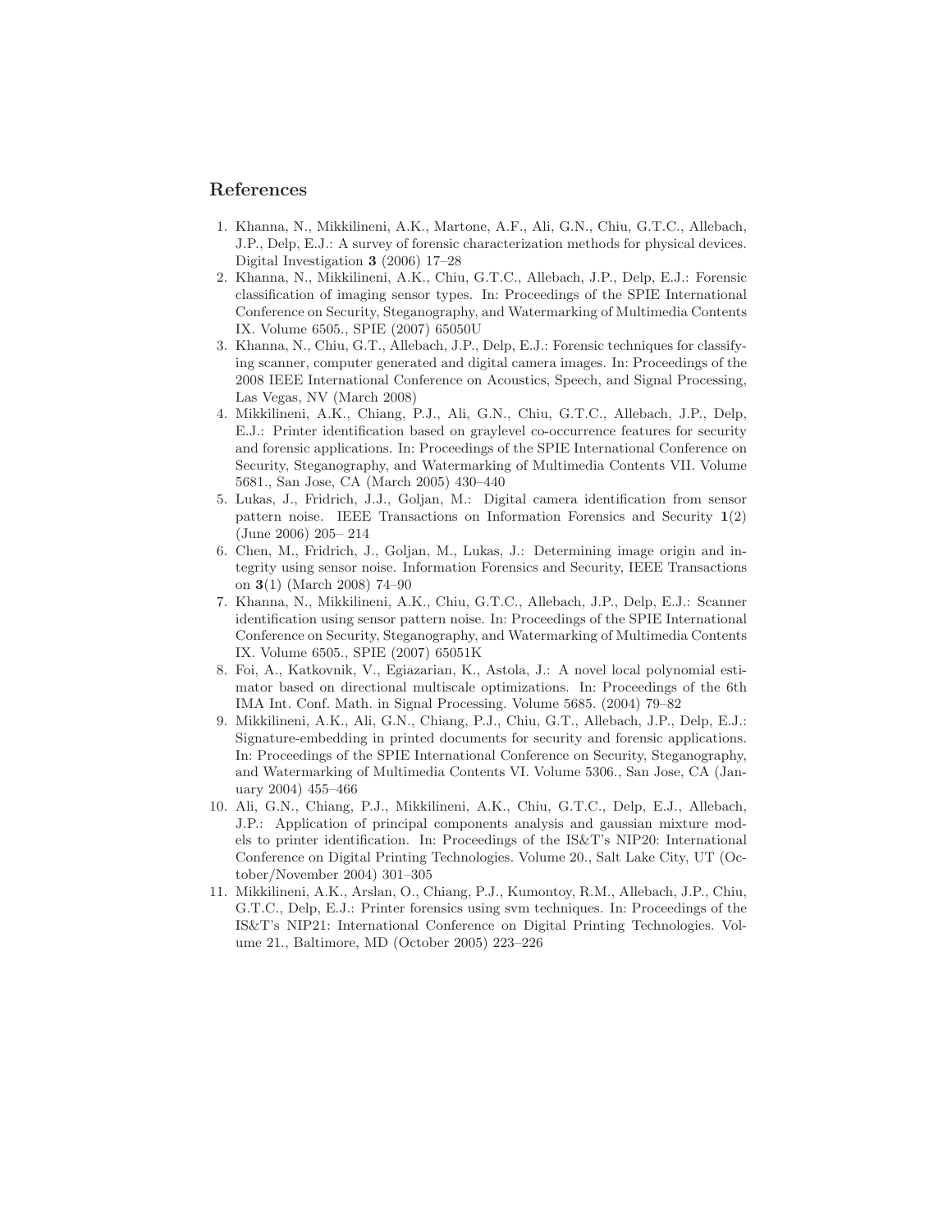## References

1. Khanna, N., Mikkilineni, A.K., Martone, A.F., Ali, G.N., Chiu, G.T.C., Allebach, J.P., Delp, E.J.: A survey of forensic characterization methods for physical devices. Digital Investigation **3** (2006) 17–28
2. Khanna, N., Mikkilineni, A.K., Chiu, G.T.C., Allebach, J.P., Delp, E.J.: Forensic classification of imaging sensor types. In: Proceedings of the SPIE International Conference on Security, Steganography, and Watermarking of Multimedia Contents IX. Volume 6505., SPIE (2007) 65050U
3. Khanna, N., Chiu, G.T., Allebach, J.P., Delp, E.J.: Forensic techniques for classifying scanner, computer generated and digital camera images. In: Proceedings of the 2008 IEEE International Conference on Acoustics, Speech, and Signal Processing, Las Vegas, NV (March 2008)
4. Mikkilineni, A.K., Chiang, P.J., Ali, G.N., Chiu, G.T.C., Allebach, J.P., Delp, E.J.: Printer identification based on graylevel co-occurrence features for security and forensic applications. In: Proceedings of the SPIE International Conference on Security, Steganography, and Watermarking of Multimedia Contents VII. Volume 5681., San Jose, CA (March 2005) 430–440
5. Lukas, J., Fridrich, J.J., Goljan, M.: Digital camera identification from sensor pattern noise. IEEE Transactions on Information Forensics and Security **1**(2) (June 2006) 205– 214
6. Chen, M., Fridrich, J., Goljan, M., Lukas, J.: Determining image origin and integrity using sensor noise. Information Forensics and Security, IEEE Transactions on **3**(1) (March 2008) 74–90
7. Khanna, N., Mikkilineni, A.K., Chiu, G.T.C., Allebach, J.P., Delp, E.J.: Scanner identification using sensor pattern noise. In: Proceedings of the SPIE International Conference on Security, Steganography, and Watermarking of Multimedia Contents IX. Volume 6505., SPIE (2007) 65051K
8. Foi, A., Katkovnik, V., Egiazarian, K., Astola, J.: A novel local polynomial estimator based on directional multiscale optimizations. In: Proceedings of the 6th IMA Int. Conf. Math. in Signal Processing. Volume 5685. (2004) 79–82
9. Mikkilineni, A.K., Ali, G.N., Chiang, P.J., Chiu, G.T., Allebach, J.P., Delp, E.J.: Signature-embedding in printed documents for security and forensic applications. In: Proceedings of the SPIE International Conference on Security, Steganography, and Watermarking of Multimedia Contents VI. Volume 5306., San Jose, CA (January 2004) 455–466
10. Ali, G.N., Chiang, P.J., Mikkilineni, A.K., Chiu, G.T.C., Delp, E.J., Allebach, J.P.: Application of principal components analysis and gaussian mixture models to printer identification. In: Proceedings of the IS&T's NIP20: International Conference on Digital Printing Technologies. Volume 20., Salt Lake City, UT (October/November 2004) 301–305
11. Mikkilineni, A.K., Arslan, O., Chiang, P.J., Kumontoy, R.M., Allebach, J.P., Chiu, G.T.C., Delp, E.J.: Printer forensics using svm techniques. In: Proceedings of the IS&T's NIP21: International Conference on Digital Printing Technologies. Volume 21., Baltimore, MD (October 2005) 223–226